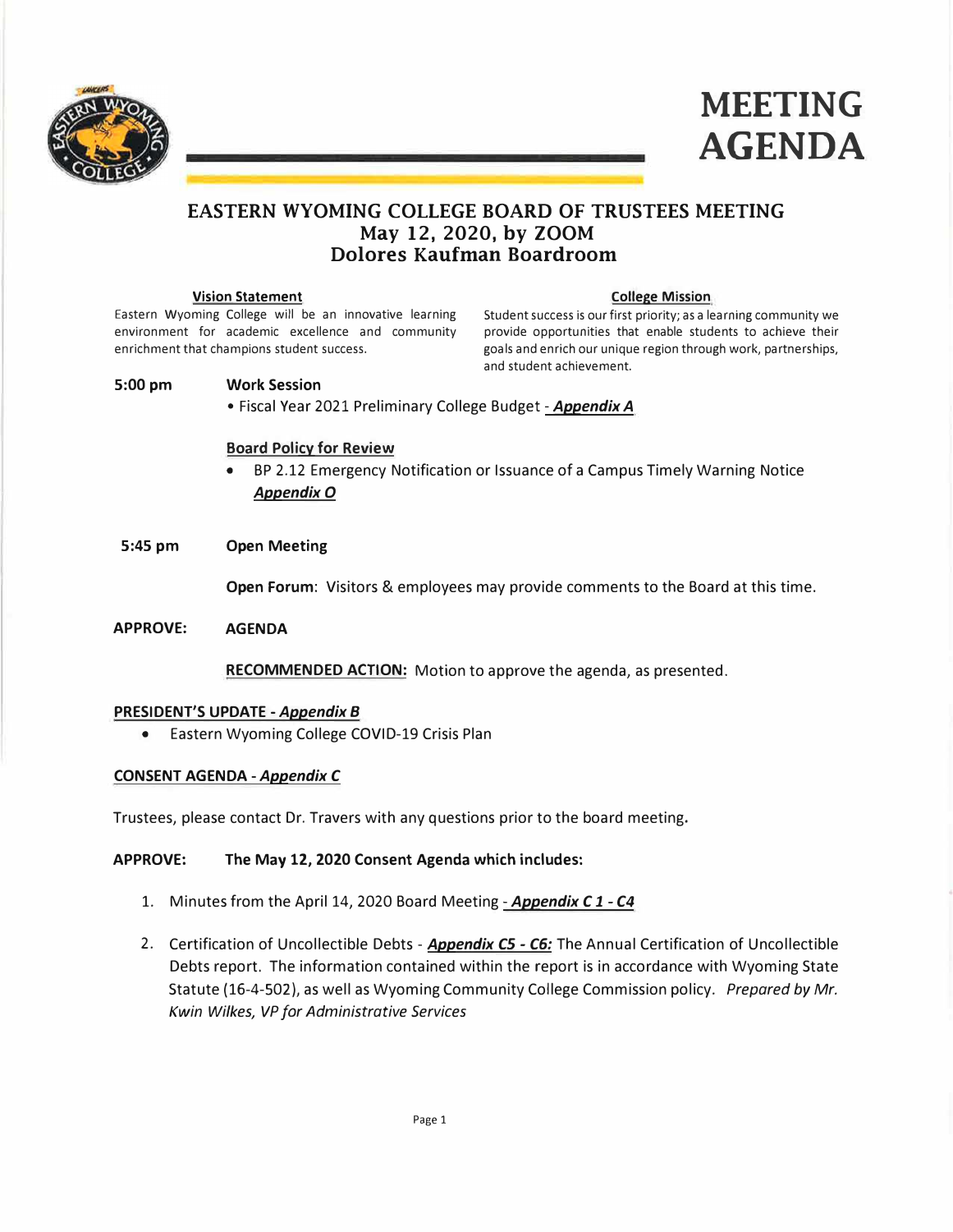# MEETING AGENDA

## EASTERN WYOMING COLLEGE BOARD OF TRUSTEES MEETING
## May 12, 2020, by ZOOM
## Dolores Kaufman Boardroom

**Vision Statement**

Eastern Wyoming College will be an innovative learning environment for academic excellence and community enrichment that champions student success.

**College Mission**

Student success is our first priority; as a learning community we provide opportunities that enable students to achieve their goals and enrich our unique region through work, partnerships, and student achievement.

**5:00 pm** **Work Session**

- Fiscal Year 2021 Preliminary College Budget - ***Appendix A***

**Board Policy for Review**

- BP 2.12 Emergency Notification or Issuance of a Campus Timely Warning Notice ***Appendix O***

**5:45 pm** **Open Meeting**

**Open Forum**: Visitors & employees may provide comments to the Board at this time.

**APPROVE:** **AGENDA**

**RECOMMENDED ACTION:** Motion to approve the agenda, as presented.

**PRESIDENT'S UPDATE - *Appendix B***

- Eastern Wyoming College COVID-19 Crisis Plan

**CONSENT AGENDA - *Appendix C***

Trustees, please contact Dr. Travers with any questions prior to the board meeting.

**APPROVE:** **The May 12, 2020 Consent Agenda which includes:**

1. Minutes from the April 14, 2020 Board Meeting - ***Appendix C 1 - C4***
2. Certification of Uncollectible Debts - ***Appendix C5 - C6:*** The Annual Certification of Uncollectible Debts report. The information contained within the report is in accordance with Wyoming State Statute (16-4-502), as well as Wyoming Community College Commission policy. *Prepared by Mr. Kwin Wilkes, VP for Administrative Services*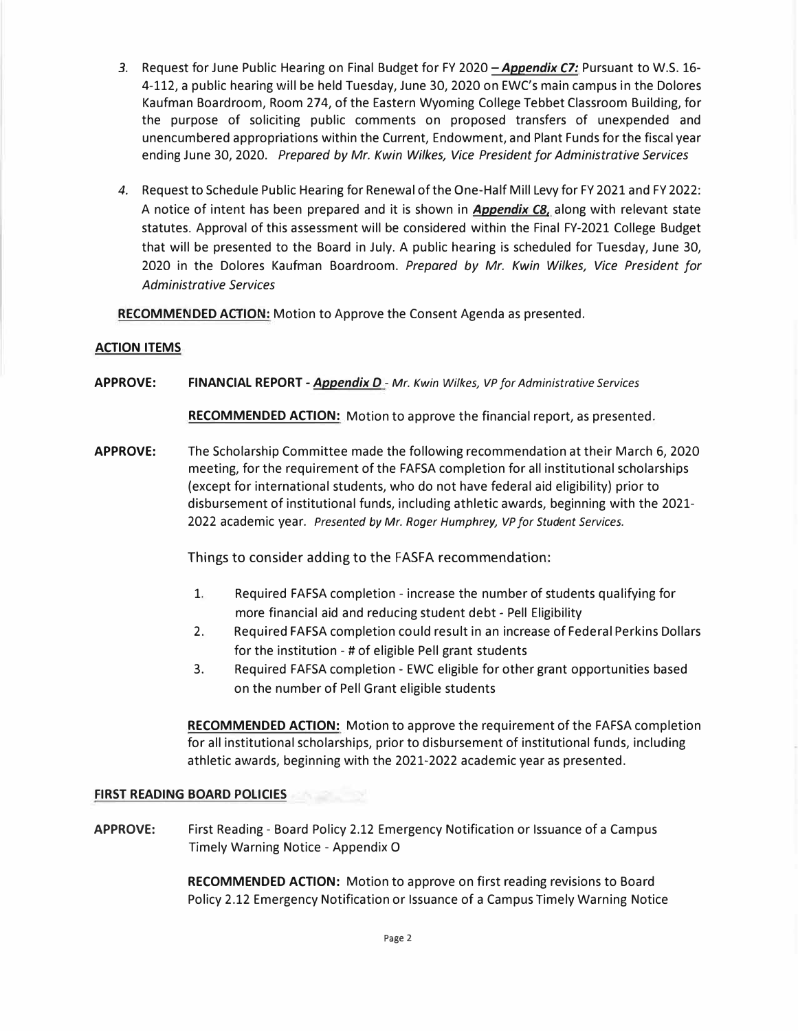3. Request for June Public Hearing on Final Budget for FY 2020 – ***Appendix C7:*** Pursuant to W.S. 16-4-112, a public hearing will be held Tuesday, June 30, 2020 on EWC's main campus in the Dolores Kaufman Boardroom, Room 274, of the Eastern Wyoming College Tebbet Classroom Building, for the purpose of soliciting public comments on proposed transfers of unexpended and unencumbered appropriations within the Current, Endowment, and Plant Funds for the fiscal year ending June 30, 2020. *Prepared by Mr. Kwin Wilkes, Vice President for Administrative Services*

4. Request to Schedule Public Hearing for Renewal of the One-Half Mill Levy for FY 2021 and FY 2022: A notice of intent has been prepared and it is shown in ***Appendix C8***, along with relevant state statutes. Approval of this assessment will be considered within the Final FY-2021 College Budget that will be presented to the Board in July. A public hearing is scheduled for Tuesday, June 30, 2020 in the Dolores Kaufman Boardroom. *Prepared by Mr. Kwin Wilkes, Vice President for Administrative Services*

**RECOMMENDED ACTION:** Motion to Approve the Consent Agenda as presented.

**ACTION ITEMS**

**APPROVE:** **FINANCIAL REPORT - *Appendix D*** - *Mr. Kwin Wilkes, VP for Administrative Services*

**RECOMMENDED ACTION:** Motion to approve the financial report, as presented.

**APPROVE:** The Scholarship Committee made the following recommendation at their March 6, 2020 meeting, for the requirement of the FAFSA completion for all institutional scholarships (except for international students, who do not have federal aid eligibility) prior to disbursement of institutional funds, including athletic awards, beginning with the 2021-2022 academic year. *Presented by Mr. Roger Humphrey, VP for Student Services.*

Things to consider adding to the FASFA recommendation:

1. Required FAFSA completion - increase the number of students qualifying for more financial aid and reducing student debt - Pell Eligibility
2. Required FAFSA completion could result in an increase of Federal Perkins Dollars for the institution - # of eligible Pell grant students
3. Required FAFSA completion - EWC eligible for other grant opportunities based on the number of Pell Grant eligible students

**RECOMMENDED ACTION:** Motion to approve the requirement of the FAFSA completion for all institutional scholarships, prior to disbursement of institutional funds, including athletic awards, beginning with the 2021-2022 academic year as presented.

**FIRST READING BOARD POLICIES**

**APPROVE:** First Reading - Board Policy 2.12 Emergency Notification or Issuance of a Campus Timely Warning Notice - Appendix O

**RECOMMENDED ACTION:** Motion to approve on first reading revisions to Board Policy 2.12 Emergency Notification or Issuance of a Campus Timely Warning Notice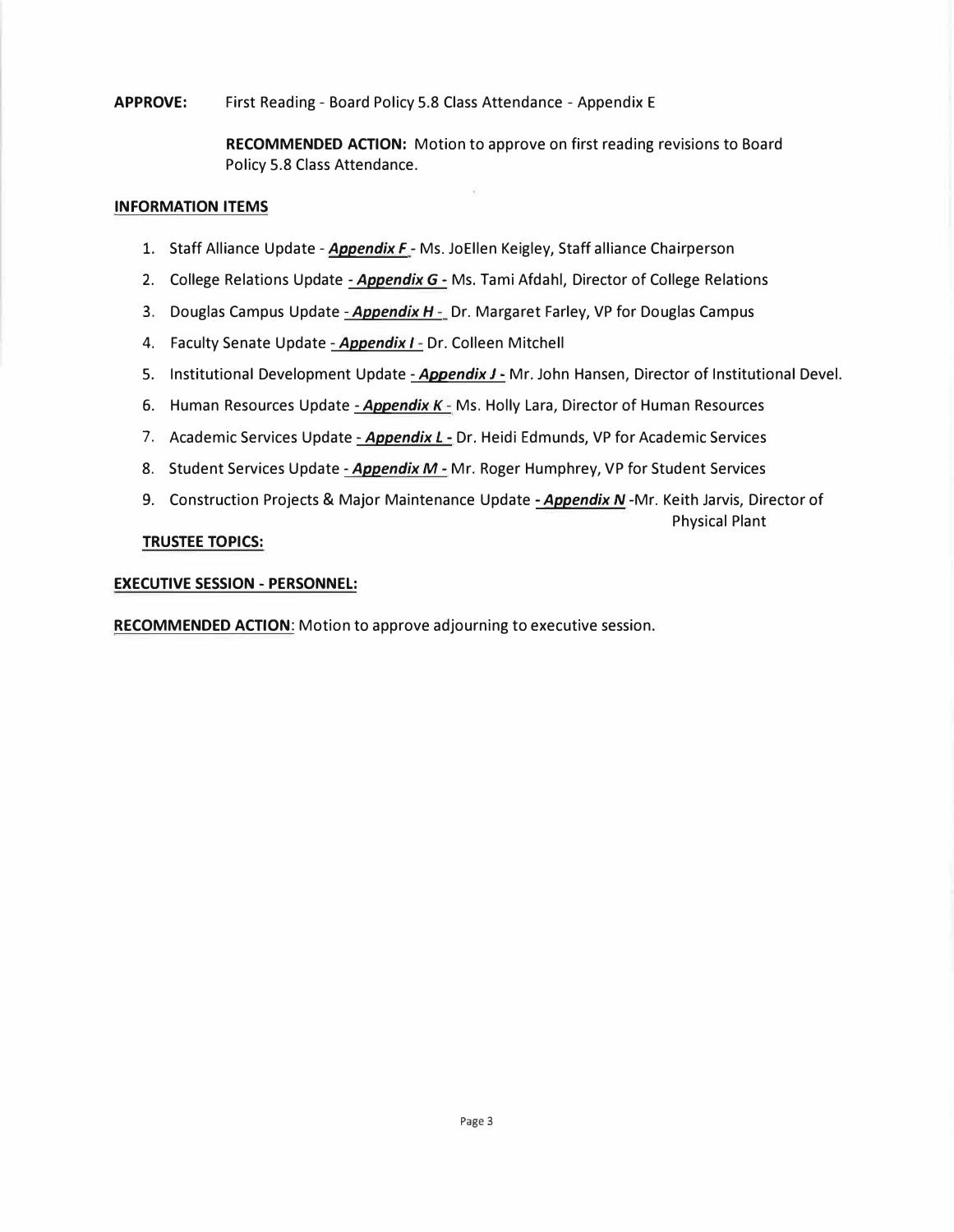**APPROVE:** First Reading - Board Policy 5.8 Class Attendance - Appendix E

**RECOMMENDED ACTION:** Motion to approve on first reading revisions to Board Policy 5.8 Class Attendance.

**INFORMATION ITEMS**

1. Staff Alliance Update - ***Appendix F*** - Ms. JoEllen Keigley, Staff alliance Chairperson
2. College Relations Update - ***Appendix G*** - Ms. Tami Afdahl, Director of College Relations
3. Douglas Campus Update - ***Appendix H*** - Dr. Margaret Farley, VP for Douglas Campus
4. Faculty Senate Update - ***Appendix I*** - Dr. Colleen Mitchell
5. Institutional Development Update - ***Appendix J*** - Mr. John Hansen, Director of Institutional Devel.
6. Human Resources Update - ***Appendix K*** - Ms. Holly Lara, Director of Human Resources
7. Academic Services Update - ***Appendix L*** - Dr. Heidi Edmunds, VP for Academic Services
8. Student Services Update - ***Appendix M*** - Mr. Roger Humphrey, VP for Student Services
9. Construction Projects & Major Maintenance Update - ***Appendix N*** -Mr. Keith Jarvis, Director of Physical Plant

**TRUSTEE TOPICS:**

**EXECUTIVE SESSION - PERSONNEL:**

**RECOMMENDED ACTION**: Motion to approve adjourning to executive session.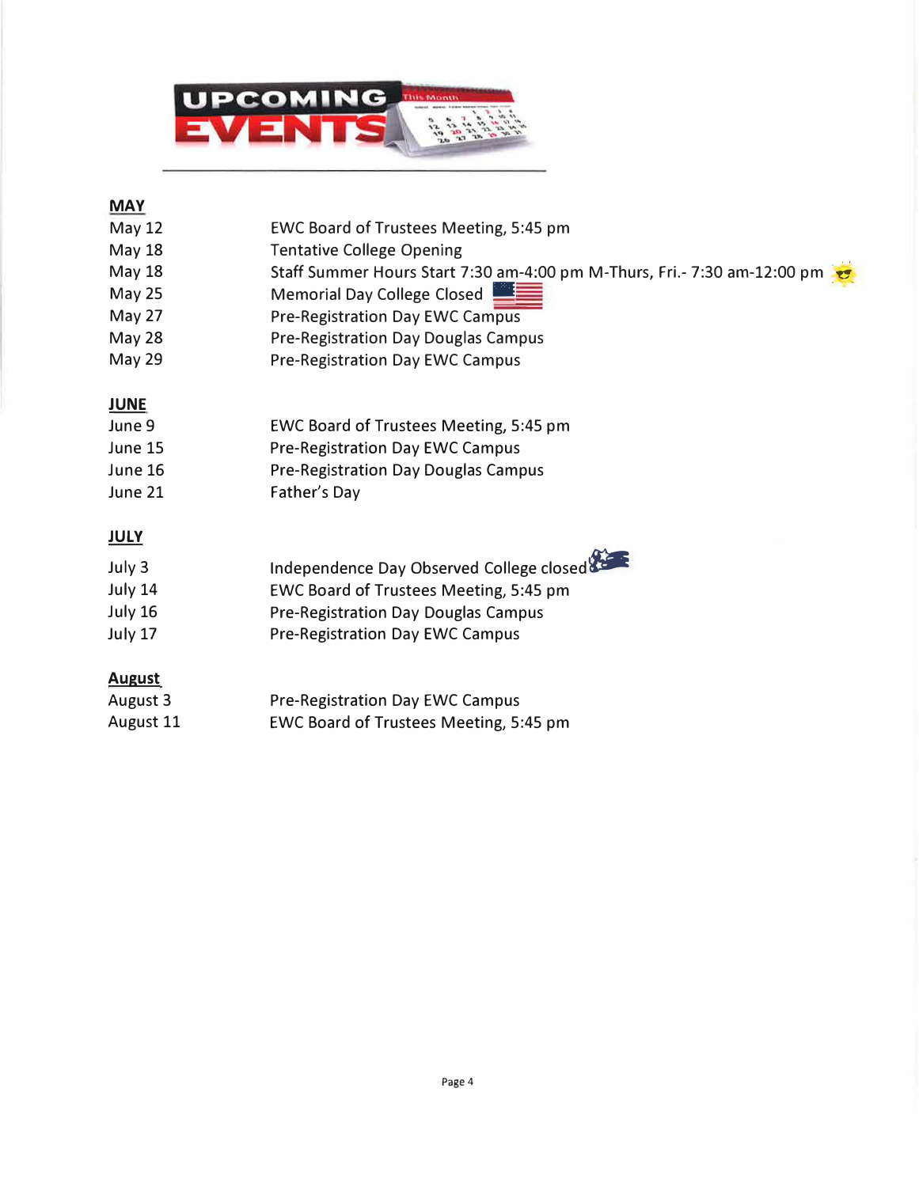# UPCOMING EVENTS

## MAY

| | |
|---|---|
| May 12 | EWC Board of Trustees Meeting, 5:45 pm |
| May 18 | Tentative College Opening |
| May 18 | Staff Summer Hours Start 7:30 am-4:00 pm M-Thurs, Fri.- 7:30 am-12:00 pm |
| May 25 | Memorial Day College Closed |
| May 27 | Pre-Registration Day EWC Campus |
| May 28 | Pre-Registration Day Douglas Campus |
| May 29 | Pre-Registration Day EWC Campus |

## JUNE

| | |
|---|---|
| June 9 | EWC Board of Trustees Meeting, 5:45 pm |
| June 15 | Pre-Registration Day EWC Campus |
| June 16 | Pre-Registration Day Douglas Campus |
| June 21 | Father's Day |

## JULY

| | |
|---|---|
| July 3 | Independence Day Observed College closed |
| July 14 | EWC Board of Trustees Meeting, 5:45 pm |
| July 16 | Pre-Registration Day Douglas Campus |
| July 17 | Pre-Registration Day EWC Campus |

## August

| | |
|---|---|
| August 3 | Pre-Registration Day EWC Campus |
| August 11 | EWC Board of Trustees Meeting, 5:45 pm |